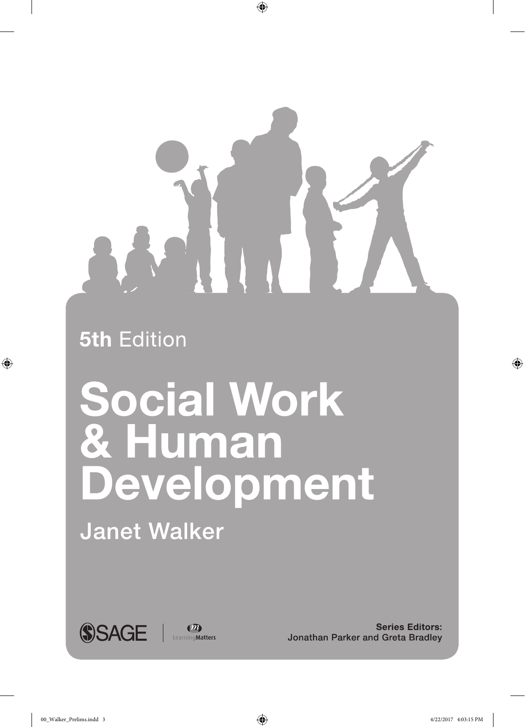**5th** Edition

# Social Work & Human Development

## Janet Walker

SAGE | Learning Matters

**Series Editors:**
Jonathan Parker and Greta Bradley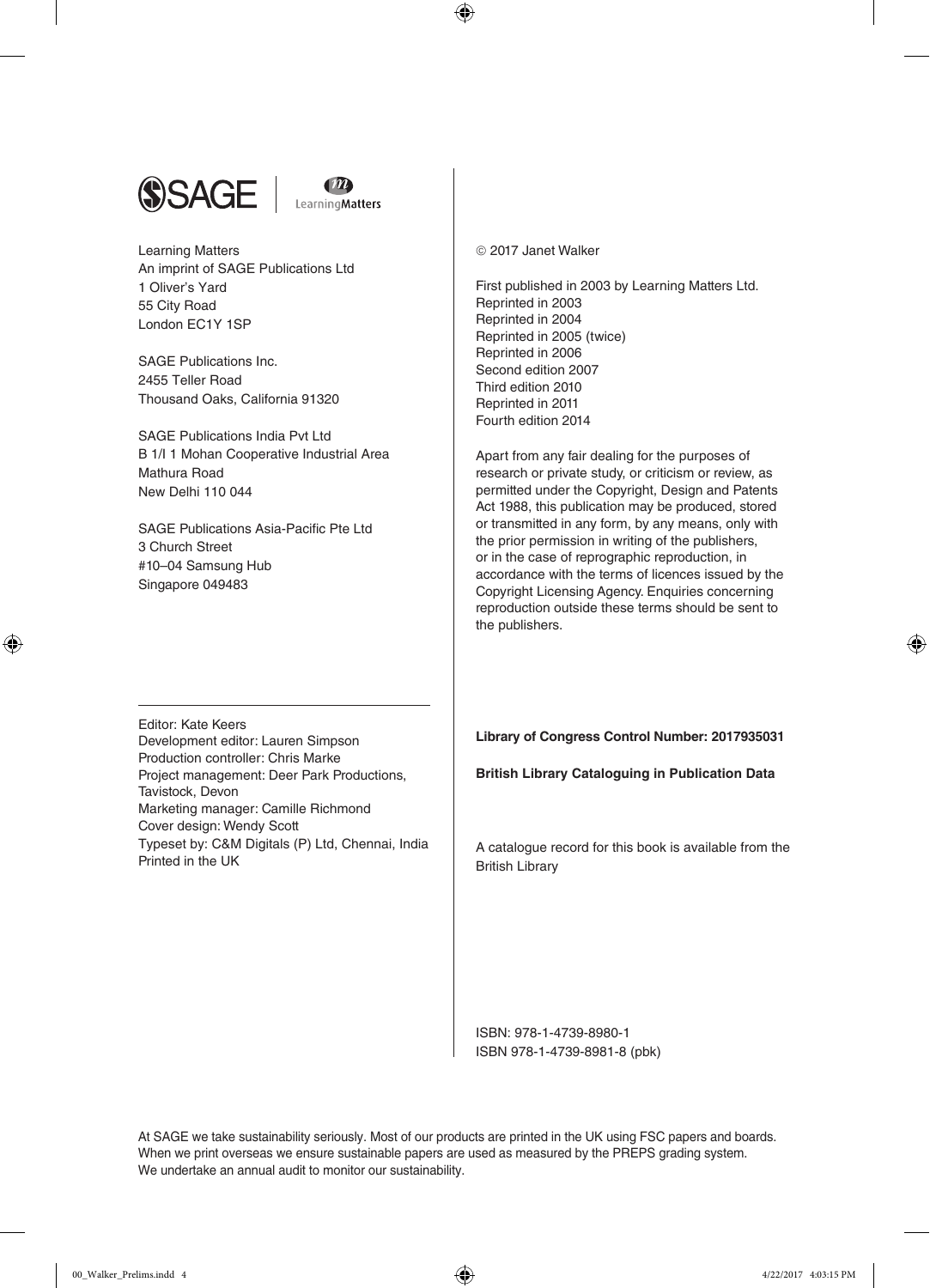SAGE | Learning Matters

Learning Matters
An imprint of SAGE Publications Ltd
1 Oliver's Yard
55 City Road
London EC1Y 1SP

SAGE Publications Inc.
2455 Teller Road
Thousand Oaks, California 91320

SAGE Publications India Pvt Ltd
B 1/I 1 Mohan Cooperative Industrial Area
Mathura Road
New Delhi 110 044

SAGE Publications Asia-Pacific Pte Ltd
3 Church Street
#10–04 Samsung Hub
Singapore 049483

Editor: Kate Keers
Development editor: Lauren Simpson
Production controller: Chris Marke
Project management: Deer Park Productions, Tavistock, Devon
Marketing manager: Camille Richmond
Cover design: Wendy Scott
Typeset by: C&M Digitals (P) Ltd, Chennai, India
Printed in the UK

© 2017 Janet Walker

First published in 2003 by Learning Matters Ltd.
Reprinted in 2003
Reprinted in 2004
Reprinted in 2005 (twice)
Reprinted in 2006
Second edition 2007
Third edition 2010
Reprinted in 2011
Fourth edition 2014

Apart from any fair dealing for the purposes of research or private study, or criticism or review, as permitted under the Copyright, Design and Patents Act 1988, this publication may be produced, stored or transmitted in any form, by any means, only with the prior permission in writing of the publishers, or in the case of reprographic reproduction, in accordance with the terms of licences issued by the Copyright Licensing Agency. Enquiries concerning reproduction outside these terms should be sent to the publishers.

**Library of Congress Control Number: 2017935031**

**British Library Cataloguing in Publication Data**

A catalogue record for this book is available from the British Library

ISBN: 978-1-4739-8980-1
ISBN 978-1-4739-8981-8 (pbk)

At SAGE we take sustainability seriously. Most of our products are printed in the UK using FSC papers and boards. When we print overseas we ensure sustainable papers are used as measured by the PREPS grading system. We undertake an annual audit to monitor our sustainability.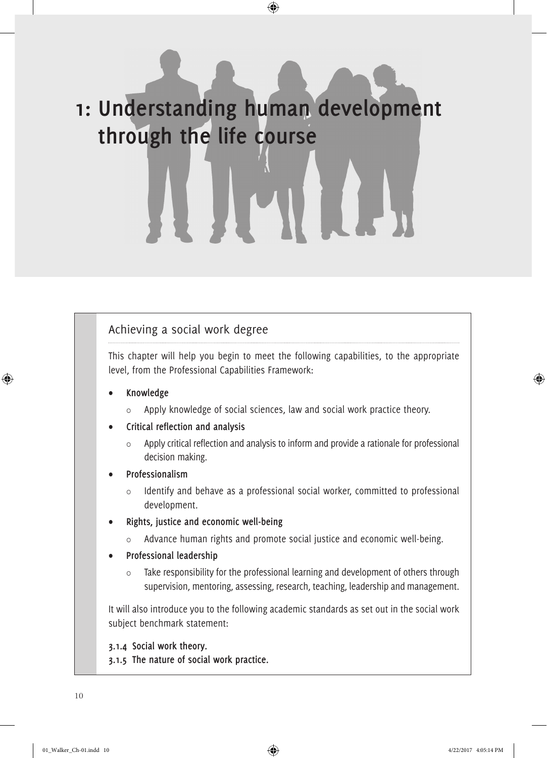# 1: Understanding human development through the life course

## Achieving a social work degree

This chapter will help you begin to meet the following capabilities, to the appropriate level, from the Professional Capabilities Framework:

- **Knowledge**
  - Apply knowledge of social sciences, law and social work practice theory.
- **Critical reflection and analysis**
  - Apply critical reflection and analysis to inform and provide a rationale for professional decision making.
- **Professionalism**
  - Identify and behave as a professional social worker, committed to professional development.
- **Rights, justice and economic well-being**
  - Advance human rights and promote social justice and economic well-being.
- **Professional leadership**
  - Take responsibility for the professional learning and development of others through supervision, mentoring, assessing, research, teaching, leadership and management.

It will also introduce you to the following academic standards as set out in the social work subject benchmark statement:

**3.1.4 Social work theory.**
**3.1.5 The nature of social work practice.**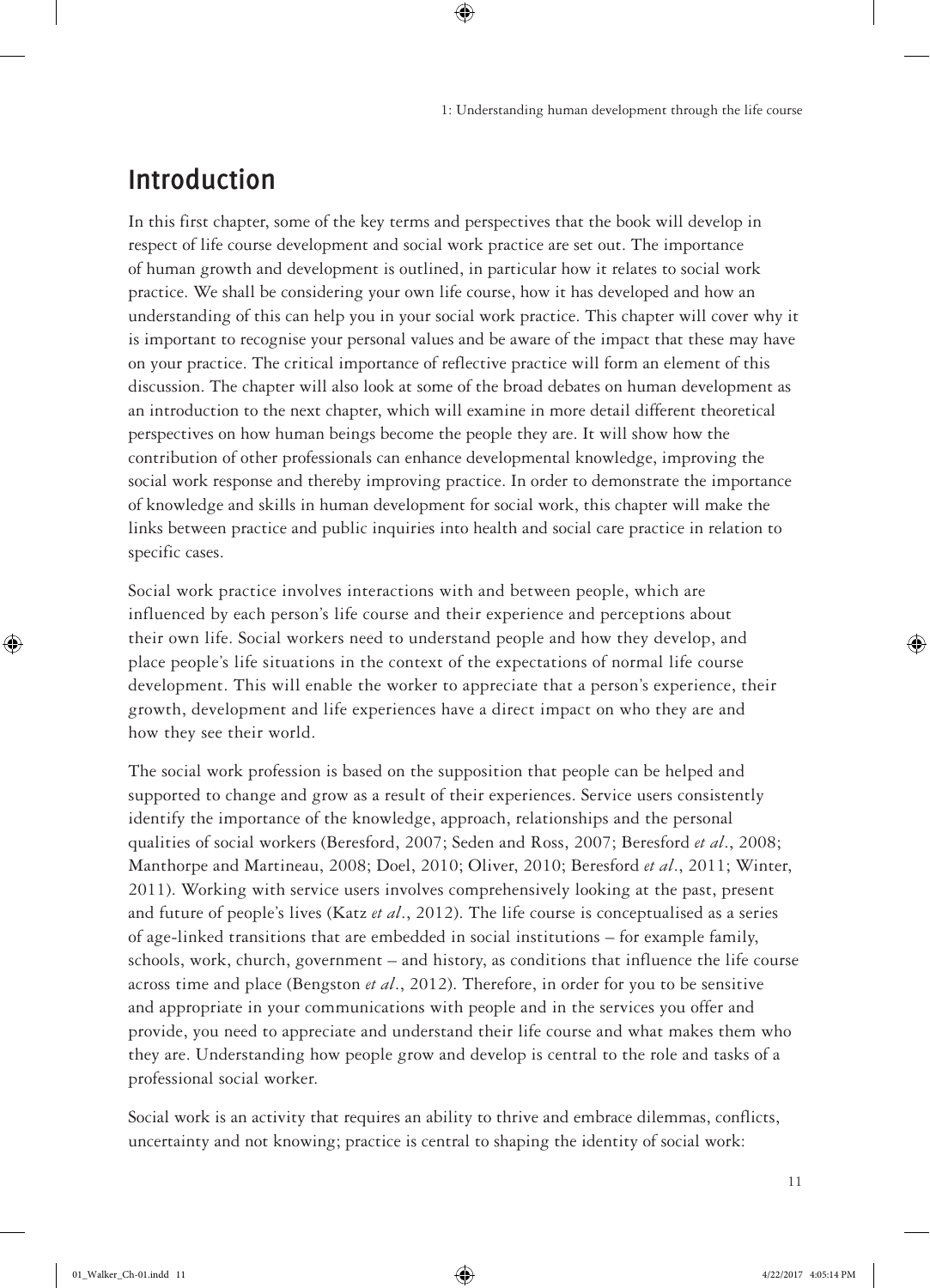## Introduction

In this first chapter, some of the key terms and perspectives that the book will develop in respect of life course development and social work practice are set out. The importance of human growth and development is outlined, in particular how it relates to social work practice. We shall be considering your own life course, how it has developed and how an understanding of this can help you in your social work practice. This chapter will cover why it is important to recognise your personal values and be aware of the impact that these may have on your practice. The critical importance of reflective practice will form an element of this discussion. The chapter will also look at some of the broad debates on human development as an introduction to the next chapter, which will examine in more detail different theoretical perspectives on how human beings become the people they are. It will show how the contribution of other professionals can enhance developmental knowledge, improving the social work response and thereby improving practice. In order to demonstrate the importance of knowledge and skills in human development for social work, this chapter will make the links between practice and public inquiries into health and social care practice in relation to specific cases.

Social work practice involves interactions with and between people, which are influenced by each person's life course and their experience and perceptions about their own life. Social workers need to understand people and how they develop, and place people's life situations in the context of the expectations of normal life course development. This will enable the worker to appreciate that a person's experience, their growth, development and life experiences have a direct impact on who they are and how they see their world.

The social work profession is based on the supposition that people can be helped and supported to change and grow as a result of their experiences. Service users consistently identify the importance of the knowledge, approach, relationships and the personal qualities of social workers (Beresford, 2007; Seden and Ross, 2007; Beresford *et al*., 2008; Manthorpe and Martineau, 2008; Doel, 2010; Oliver, 2010; Beresford *et al*., 2011; Winter, 2011). Working with service users involves comprehensively looking at the past, present and future of people's lives (Katz *et al*., 2012). The life course is conceptualised as a series of age-linked transitions that are embedded in social institutions – for example family, schools, work, church, government – and history, as conditions that influence the life course across time and place (Bengston *et al*., 2012). Therefore, in order for you to be sensitive and appropriate in your communications with people and in the services you offer and provide, you need to appreciate and understand their life course and what makes them who they are. Understanding how people grow and develop is central to the role and tasks of a professional social worker.

Social work is an activity that requires an ability to thrive and embrace dilemmas, conflicts, uncertainty and not knowing; practice is central to shaping the identity of social work: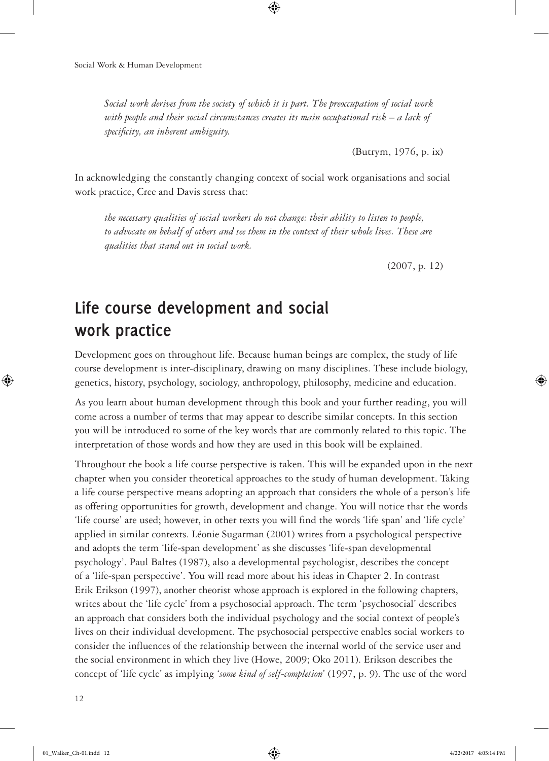*Social work derives from the society of which it is part. The preoccupation of social work with people and their social circumstances creates its main occupational risk – a lack of specificity, an inherent ambiguity.*

(Butrym, 1976, p. ix)

In acknowledging the constantly changing context of social work organisations and social work practice, Cree and Davis stress that:

*the necessary qualities of social workers do not change: their ability to listen to people, to advocate on behalf of others and see them in the context of their whole lives. These are qualities that stand out in social work.*

(2007, p. 12)

## Life course development and social work practice

Development goes on throughout life. Because human beings are complex, the study of life course development is inter-disciplinary, drawing on many disciplines. These include biology, genetics, history, psychology, sociology, anthropology, philosophy, medicine and education.

As you learn about human development through this book and your further reading, you will come across a number of terms that may appear to describe similar concepts. In this section you will be introduced to some of the key words that are commonly related to this topic. The interpretation of those words and how they are used in this book will be explained.

Throughout the book a life course perspective is taken. This will be expanded upon in the next chapter when you consider theoretical approaches to the study of human development. Taking a life course perspective means adopting an approach that considers the whole of a person's life as offering opportunities for growth, development and change. You will notice that the words 'life course' are used; however, in other texts you will find the words 'life span' and 'life cycle' applied in similar contexts. Léonie Sugarman (2001) writes from a psychological perspective and adopts the term 'life-span development' as she discusses 'life-span developmental psychology'. Paul Baltes (1987), also a developmental psychologist, describes the concept of a 'life-span perspective'. You will read more about his ideas in Chapter 2. In contrast Erik Erikson (1997), another theorist whose approach is explored in the following chapters, writes about the 'life cycle' from a psychosocial approach. The term 'psychosocial' describes an approach that considers both the individual psychology and the social context of people's lives on their individual development. The psychosocial perspective enables social workers to consider the influences of the relationship between the internal world of the service user and the social environment in which they live (Howe, 2009; Oko 2011). Erikson describes the concept of 'life cycle' as implying '*some kind of self-completion*' (1997, p. 9). The use of the word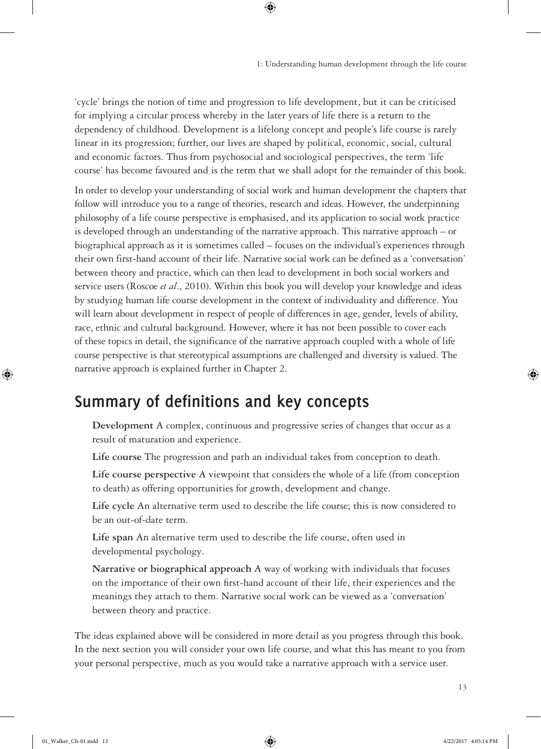'cycle' brings the notion of time and progression to life development, but it can be criticised for implying a circular process whereby in the later years of life there is a return to the dependency of childhood. Development is a lifelong concept and people's life course is rarely linear in its progression; further, our lives are shaped by political, economic, social, cultural and economic factors. Thus from psychosocial and sociological perspectives, the term 'life course' has become favoured and is the term that we shall adopt for the remainder of this book.

In order to develop your understanding of social work and human development the chapters that follow will introduce you to a range of theories, research and ideas. However, the underpinning philosophy of a life course perspective is emphasised, and its application to social work practice is developed through an understanding of the narrative approach. This narrative approach – or biographical approach as it is sometimes called – focuses on the individual's experiences through their own first-hand account of their life. Narrative social work can be defined as a 'conversation' between theory and practice, which can then lead to development in both social workers and service users (Roscoe *et al.*, 2010). Within this book you will develop your knowledge and ideas by studying human life course development in the context of individuality and difference. You will learn about development in respect of people of differences in age, gender, levels of ability, race, ethnic and cultural background. However, where it has not been possible to cover each of these topics in detail, the significance of the narrative approach coupled with a whole of life course perspective is that stereotypical assumptions are challenged and diversity is valued. The narrative approach is explained further in Chapter 2.

## Summary of definitions and key concepts

**Development** A complex, continuous and progressive series of changes that occur as a result of maturation and experience.

**Life course** The progression and path an individual takes from conception to death.

**Life course perspective** A viewpoint that considers the whole of a life (from conception to death) as offering opportunities for growth, development and change.

**Life cycle** An alternative term used to describe the life course; this is now considered to be an out-of-date term.

**Life span** An alternative term used to describe the life course, often used in developmental psychology.

**Narrative or biographical approach** A way of working with individuals that focuses on the importance of their own first-hand account of their life, their experiences and the meanings they attach to them. Narrative social work can be viewed as a 'conversation' between theory and practice.

The ideas explained above will be considered in more detail as you progress through this book. In the next section you will consider your own life course, and what this has meant to you from your personal perspective, much as you would take a narrative approach with a service user.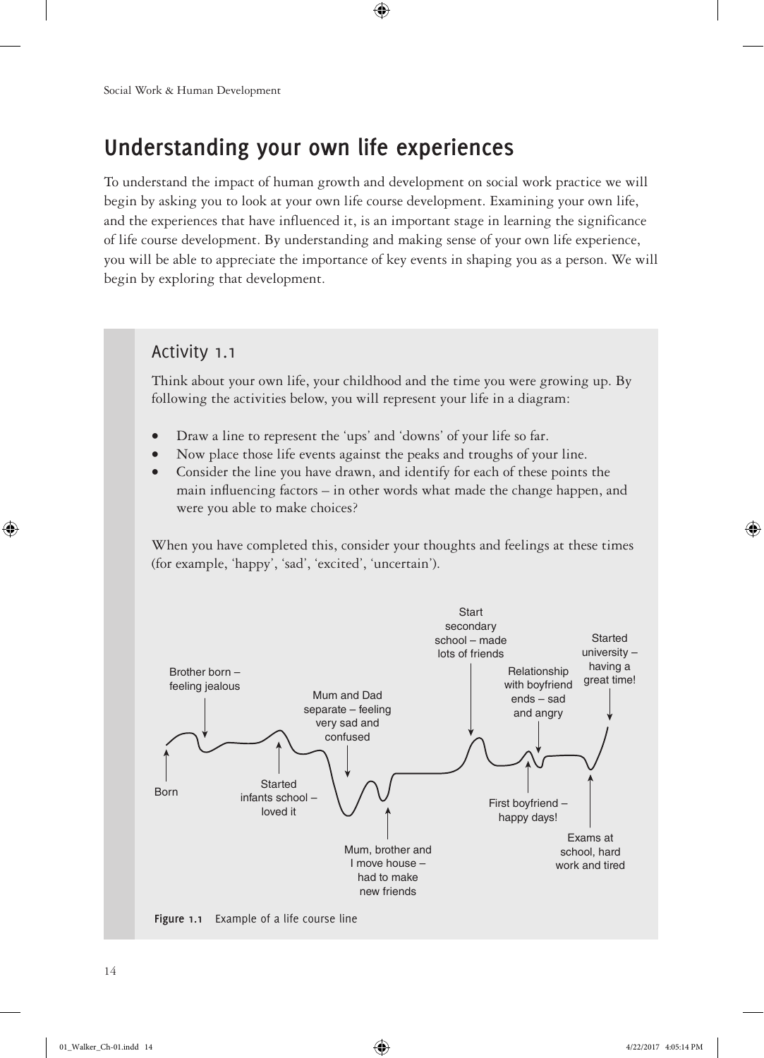## Understanding your own life experiences

To understand the impact of human growth and development on social work practice we will begin by asking you to look at your own life course development. Examining your own life, and the experiences that have influenced it, is an important stage in learning the significance of life course development. By understanding and making sense of your own life experience, you will be able to appreciate the importance of key events in shaping you as a person. We will begin by exploring that development.

### Activity 1.1

Think about your own life, your childhood and the time you were growing up. By following the activities below, you will represent your life in a diagram:

- Draw a line to represent the 'ups' and 'downs' of your life so far.
- Now place those life events against the peaks and troughs of your line.
- Consider the line you have drawn, and identify for each of these points the main influencing factors – in other words what made the change happen, and were you able to make choices?

When you have completed this, consider your thoughts and feelings at these times (for example, 'happy', 'sad', 'excited', 'uncertain').

**Figure 1.1** Example of a life course line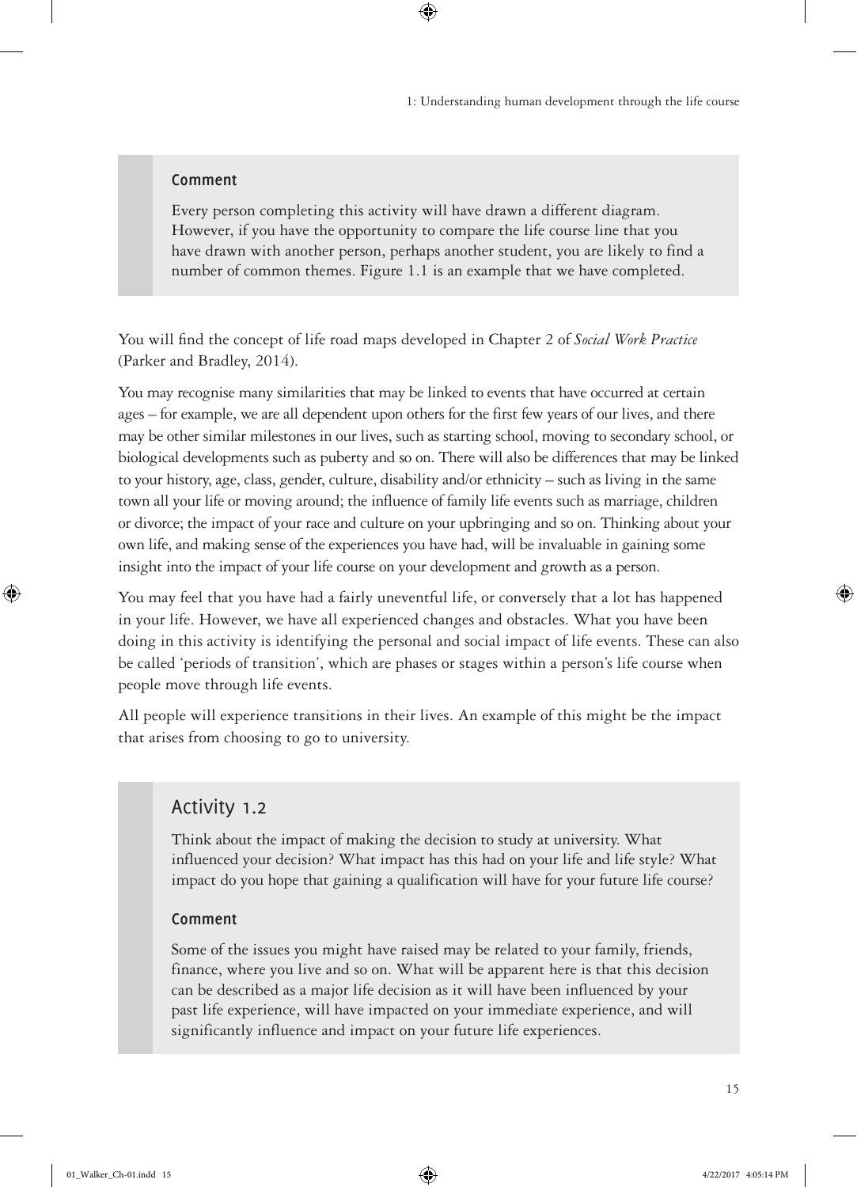#### Comment

Every person completing this activity will have drawn a different diagram. However, if you have the opportunity to compare the life course line that you have drawn with another person, perhaps another student, you are likely to find a number of common themes. Figure 1.1 is an example that we have completed.

You will find the concept of life road maps developed in Chapter 2 of *Social Work Practice* (Parker and Bradley, 2014).

You may recognise many similarities that may be linked to events that have occurred at certain ages – for example, we are all dependent upon others for the first few years of our lives, and there may be other similar milestones in our lives, such as starting school, moving to secondary school, or biological developments such as puberty and so on. There will also be differences that may be linked to your history, age, class, gender, culture, disability and/or ethnicity – such as living in the same town all your life or moving around; the influence of family life events such as marriage, children or divorce; the impact of your race and culture on your upbringing and so on. Thinking about your own life, and making sense of the experiences you have had, will be invaluable in gaining some insight into the impact of your life course on your development and growth as a person.

You may feel that you have had a fairly uneventful life, or conversely that a lot has happened in your life. However, we have all experienced changes and obstacles. What you have been doing in this activity is identifying the personal and social impact of life events. These can also be called 'periods of transition', which are phases or stages within a person's life course when people move through life events.

All people will experience transitions in their lives. An example of this might be the impact that arises from choosing to go to university.

## Activity 1.2

Think about the impact of making the decision to study at university. What influenced your decision? What impact has this had on your life and life style? What impact do you hope that gaining a qualification will have for your future life course?

#### Comment

Some of the issues you might have raised may be related to your family, friends, finance, where you live and so on. What will be apparent here is that this decision can be described as a major life decision as it will have been influenced by your past life experience, will have impacted on your immediate experience, and will significantly influence and impact on your future life experiences.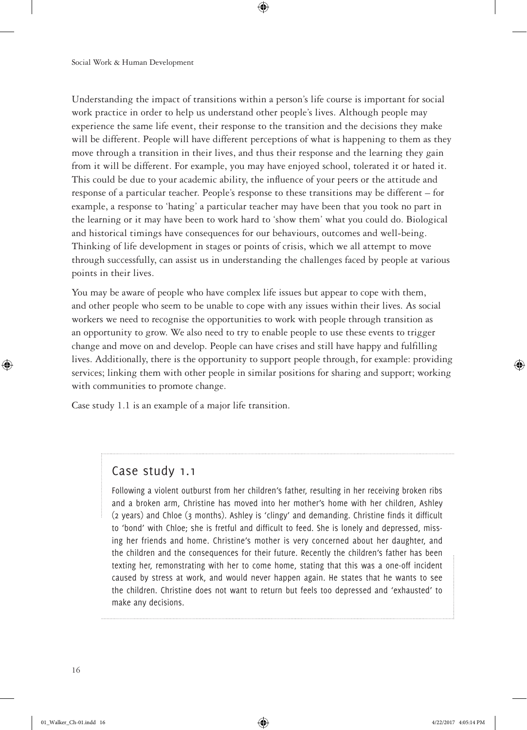Understanding the impact of transitions within a person's life course is important for social work practice in order to help us understand other people's lives. Although people may experience the same life event, their response to the transition and the decisions they make will be different. People will have different perceptions of what is happening to them as they move through a transition in their lives, and thus their response and the learning they gain from it will be different. For example, you may have enjoyed school, tolerated it or hated it. This could be due to your academic ability, the influence of your peers or the attitude and response of a particular teacher. People's response to these transitions may be different – for example, a response to 'hating' a particular teacher may have been that you took no part in the learning or it may have been to work hard to 'show them' what you could do. Biological and historical timings have consequences for our behaviours, outcomes and well-being. Thinking of life development in stages or points of crisis, which we all attempt to move through successfully, can assist us in understanding the challenges faced by people at various points in their lives.

You may be aware of people who have complex life issues but appear to cope with them, and other people who seem to be unable to cope with any issues within their lives. As social workers we need to recognise the opportunities to work with people through transition as an opportunity to grow. We also need to try to enable people to use these events to trigger change and move on and develop. People can have crises and still have happy and fulfilling lives. Additionally, there is the opportunity to support people through, for example: providing services; linking them with other people in similar positions for sharing and support; working with communities to promote change.

Case study 1.1 is an example of a major life transition.

## Case study 1.1

Following a violent outburst from her children's father, resulting in her receiving broken ribs and a broken arm, Christine has moved into her mother's home with her children, Ashley (2 years) and Chloe (3 months). Ashley is 'clingy' and demanding. Christine finds it difficult to 'bond' with Chloe; she is fretful and difficult to feed. She is lonely and depressed, missing her friends and home. Christine's mother is very concerned about her daughter, and the children and the consequences for their future. Recently the children's father has been texting her, remonstrating with her to come home, stating that this was a one-off incident caused by stress at work, and would never happen again. He states that he wants to see the children. Christine does not want to return but feels too depressed and 'exhausted' to make any decisions.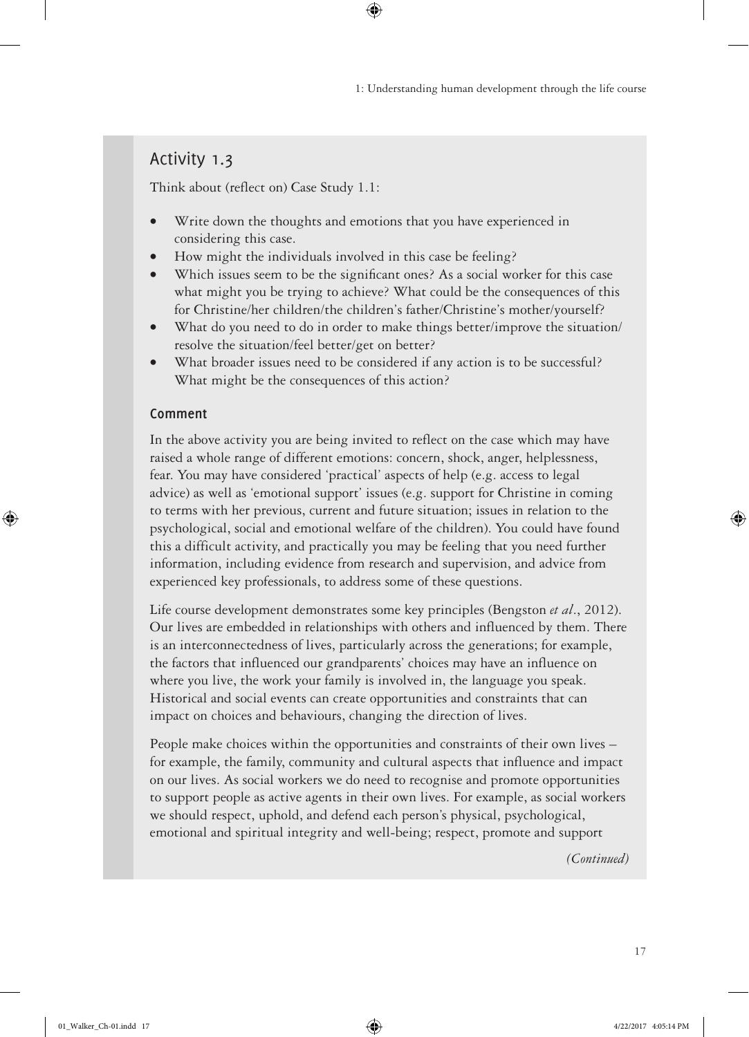## Activity 1.3

Think about (reflect on) Case Study 1.1:

- Write down the thoughts and emotions that you have experienced in considering this case.
- How might the individuals involved in this case be feeling?
- Which issues seem to be the significant ones? As a social worker for this case what might you be trying to achieve? What could be the consequences of this for Christine/her children/the children's father/Christine's mother/yourself?
- What do you need to do in order to make things better/improve the situation/resolve the situation/feel better/get on better?
- What broader issues need to be considered if any action is to be successful? What might be the consequences of this action?

### Comment

In the above activity you are being invited to reflect on the case which may have raised a whole range of different emotions: concern, shock, anger, helplessness, fear. You may have considered 'practical' aspects of help (e.g. access to legal advice) as well as 'emotional support' issues (e.g. support for Christine in coming to terms with her previous, current and future situation; issues in relation to the psychological, social and emotional welfare of the children). You could have found this a difficult activity, and practically you may be feeling that you need further information, including evidence from research and supervision, and advice from experienced key professionals, to address some of these questions.

Life course development demonstrates some key principles (Bengston *et al*., 2012). Our lives are embedded in relationships with others and influenced by them. There is an interconnectedness of lives, particularly across the generations; for example, the factors that influenced our grandparents' choices may have an influence on where you live, the work your family is involved in, the language you speak. Historical and social events can create opportunities and constraints that can impact on choices and behaviours, changing the direction of lives.

People make choices within the opportunities and constraints of their own lives – for example, the family, community and cultural aspects that influence and impact on our lives. As social workers we do need to recognise and promote opportunities to support people as active agents in their own lives. For example, as social workers we should respect, uphold, and defend each person's physical, psychological, emotional and spiritual integrity and well-being; respect, promote and support

*(Continued)*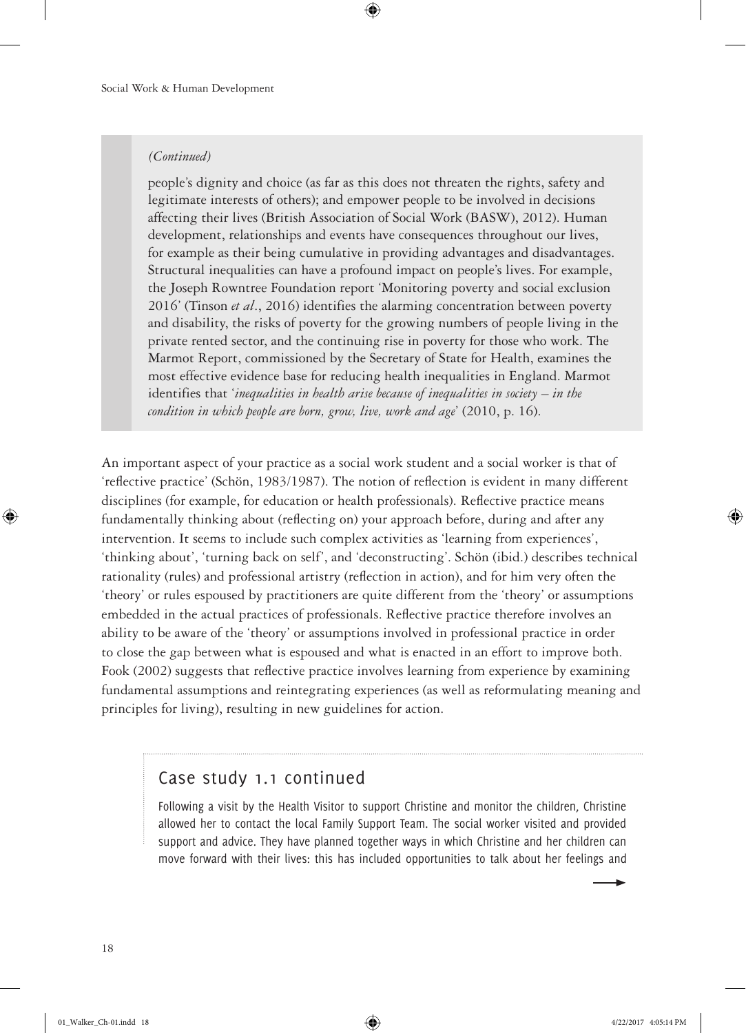*(Continued)*

people's dignity and choice (as far as this does not threaten the rights, safety and legitimate interests of others); and empower people to be involved in decisions affecting their lives (British Association of Social Work (BASW), 2012). Human development, relationships and events have consequences throughout our lives, for example as their being cumulative in providing advantages and disadvantages. Structural inequalities can have a profound impact on people's lives. For example, the Joseph Rowntree Foundation report 'Monitoring poverty and social exclusion 2016' (Tinson *et al*., 2016) identifies the alarming concentration between poverty and disability, the risks of poverty for the growing numbers of people living in the private rented sector, and the continuing rise in poverty for those who work. The Marmot Report, commissioned by the Secretary of State for Health, examines the most effective evidence base for reducing health inequalities in England. Marmot identifies that '*inequalities in health arise because of inequalities in society – in the condition in which people are born, grow, live, work and age*' (2010, p. 16).

An important aspect of your practice as a social work student and a social worker is that of 'reflective practice' (Schön, 1983/1987). The notion of reflection is evident in many different disciplines (for example, for education or health professionals). Reflective practice means fundamentally thinking about (reflecting on) your approach before, during and after any intervention. It seems to include such complex activities as 'learning from experiences', 'thinking about', 'turning back on self', and 'deconstructing'. Schön (ibid.) describes technical rationality (rules) and professional artistry (reflection in action), and for him very often the 'theory' or rules espoused by practitioners are quite different from the 'theory' or assumptions embedded in the actual practices of professionals. Reflective practice therefore involves an ability to be aware of the 'theory' or assumptions involved in professional practice in order to close the gap between what is espoused and what is enacted in an effort to improve both. Fook (2002) suggests that reflective practice involves learning from experience by examining fundamental assumptions and reintegrating experiences (as well as reformulating meaning and principles for living), resulting in new guidelines for action.

## Case study 1.1 continued

Following a visit by the Health Visitor to support Christine and monitor the children, Christine allowed her to contact the local Family Support Team. The social worker visited and provided support and advice. They have planned together ways in which Christine and her children can move forward with their lives: this has included opportunities to talk about her feelings and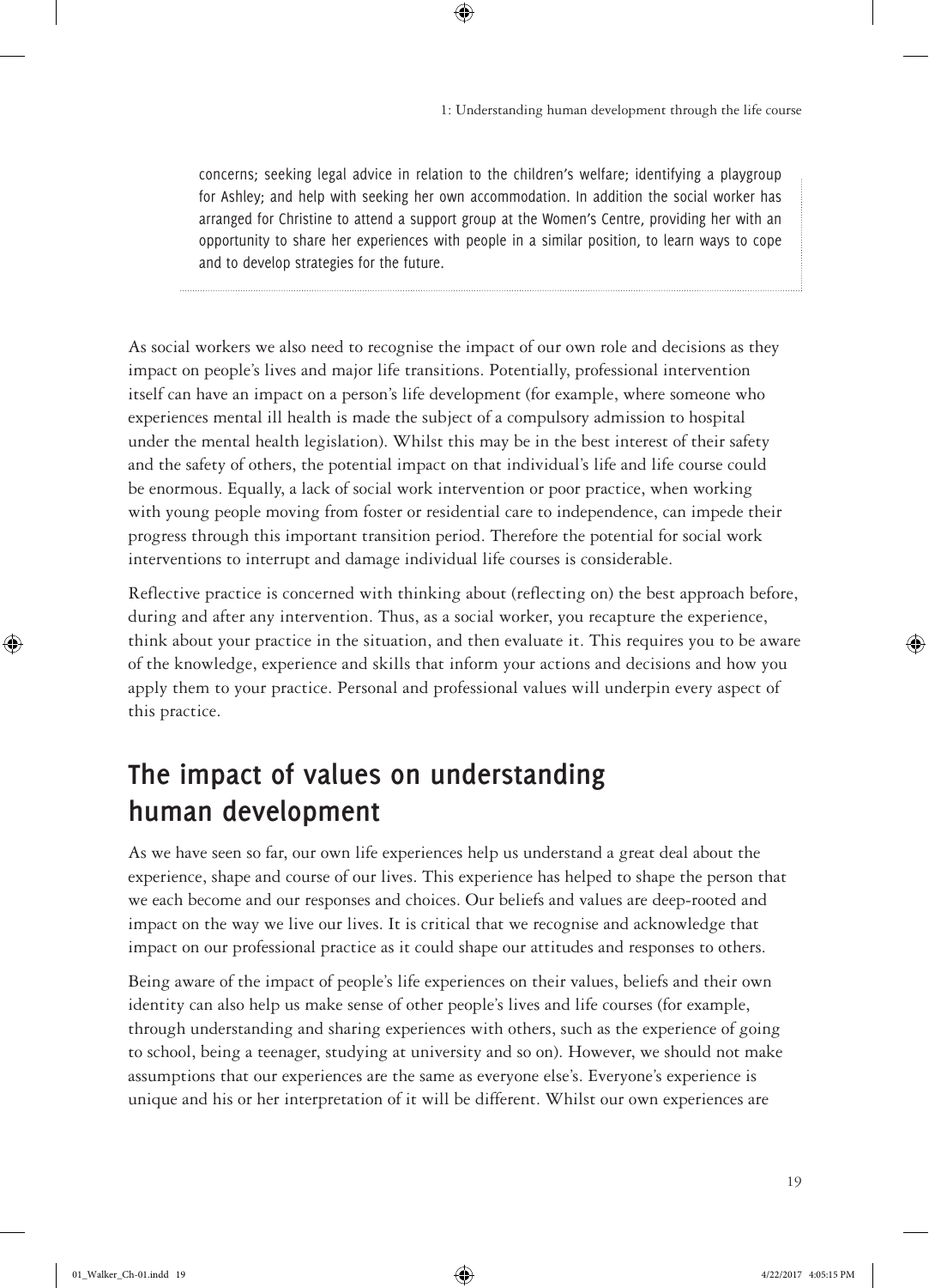concerns; seeking legal advice in relation to the children's welfare; identifying a playgroup for Ashley; and help with seeking her own accommodation. In addition the social worker has arranged for Christine to attend a support group at the Women's Centre, providing her with an opportunity to share her experiences with people in a similar position, to learn ways to cope and to develop strategies for the future.

As social workers we also need to recognise the impact of our own role and decisions as they impact on people's lives and major life transitions. Potentially, professional intervention itself can have an impact on a person's life development (for example, where someone who experiences mental ill health is made the subject of a compulsory admission to hospital under the mental health legislation). Whilst this may be in the best interest of their safety and the safety of others, the potential impact on that individual's life and life course could be enormous. Equally, a lack of social work intervention or poor practice, when working with young people moving from foster or residential care to independence, can impede their progress through this important transition period. Therefore the potential for social work interventions to interrupt and damage individual life courses is considerable.

Reflective practice is concerned with thinking about (reflecting on) the best approach before, during and after any intervention. Thus, as a social worker, you recapture the experience, think about your practice in the situation, and then evaluate it. This requires you to be aware of the knowledge, experience and skills that inform your actions and decisions and how you apply them to your practice. Personal and professional values will underpin every aspect of this practice.

## The impact of values on understanding human development

As we have seen so far, our own life experiences help us understand a great deal about the experience, shape and course of our lives. This experience has helped to shape the person that we each become and our responses and choices. Our beliefs and values are deep-rooted and impact on the way we live our lives. It is critical that we recognise and acknowledge that impact on our professional practice as it could shape our attitudes and responses to others.

Being aware of the impact of people's life experiences on their values, beliefs and their own identity can also help us make sense of other people's lives and life courses (for example, through understanding and sharing experiences with others, such as the experience of going to school, being a teenager, studying at university and so on). However, we should not make assumptions that our experiences are the same as everyone else's. Everyone's experience is unique and his or her interpretation of it will be different. Whilst our own experiences are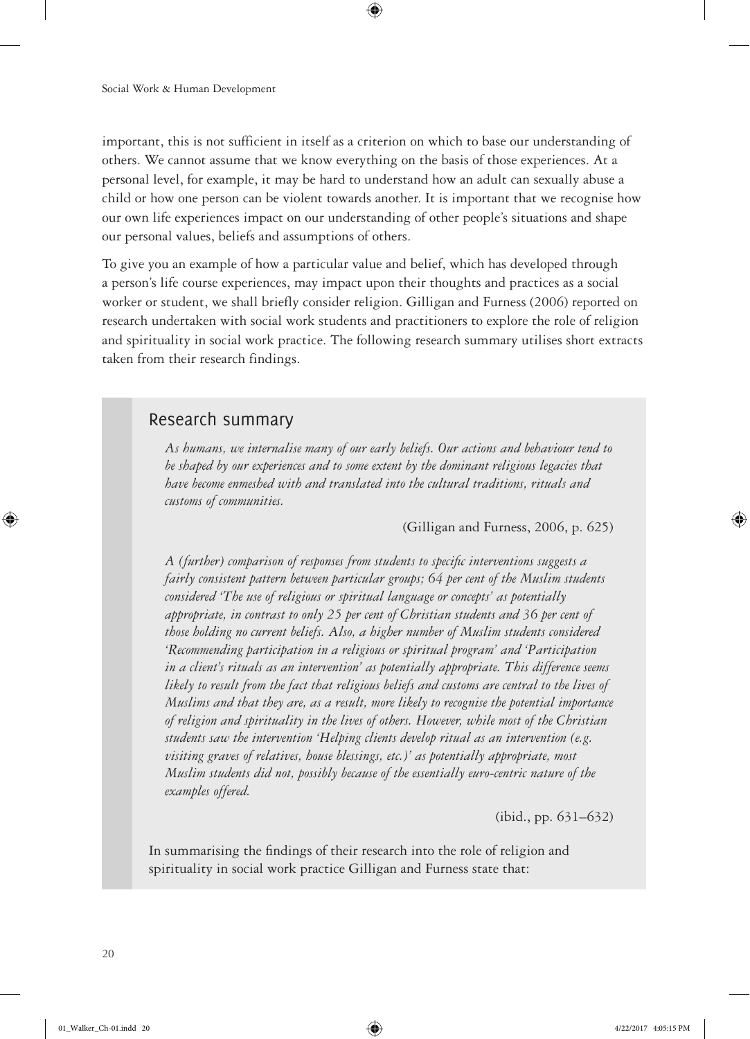important, this is not sufficient in itself as a criterion on which to base our understanding of others. We cannot assume that we know everything on the basis of those experiences. At a personal level, for example, it may be hard to understand how an adult can sexually abuse a child or how one person can be violent towards another. It is important that we recognise how our own life experiences impact on our understanding of other people's situations and shape our personal values, beliefs and assumptions of others.

To give you an example of how a particular value and belief, which has developed through a person's life course experiences, may impact upon their thoughts and practices as a social worker or student, we shall briefly consider religion. Gilligan and Furness (2006) reported on research undertaken with social work students and practitioners to explore the role of religion and spirituality in social work practice. The following research summary utilises short extracts taken from their research findings.

## Research summary

*As humans, we internalise many of our early beliefs. Our actions and behaviour tend to be shaped by our experiences and to some extent by the dominant religious legacies that have become enmeshed with and translated into the cultural traditions, rituals and customs of communities.*

(Gilligan and Furness, 2006, p. 625)

*A (further) comparison of responses from students to specific interventions suggests a fairly consistent pattern between particular groups; 64 per cent of the Muslim students considered 'The use of religious or spiritual language or concepts' as potentially appropriate, in contrast to only 25 per cent of Christian students and 36 per cent of those holding no current beliefs. Also, a higher number of Muslim students considered 'Recommending participation in a religious or spiritual program' and 'Participation in a client's rituals as an intervention' as potentially appropriate. This difference seems likely to result from the fact that religious beliefs and customs are central to the lives of Muslims and that they are, as a result, more likely to recognise the potential importance of religion and spirituality in the lives of others. However, while most of the Christian students saw the intervention 'Helping clients develop ritual as an intervention (e.g. visiting graves of relatives, house blessings, etc.)' as potentially appropriate, most Muslim students did not, possibly because of the essentially euro-centric nature of the examples offered.*

(ibid., pp. 631–632)

In summarising the findings of their research into the role of religion and spirituality in social work practice Gilligan and Furness state that: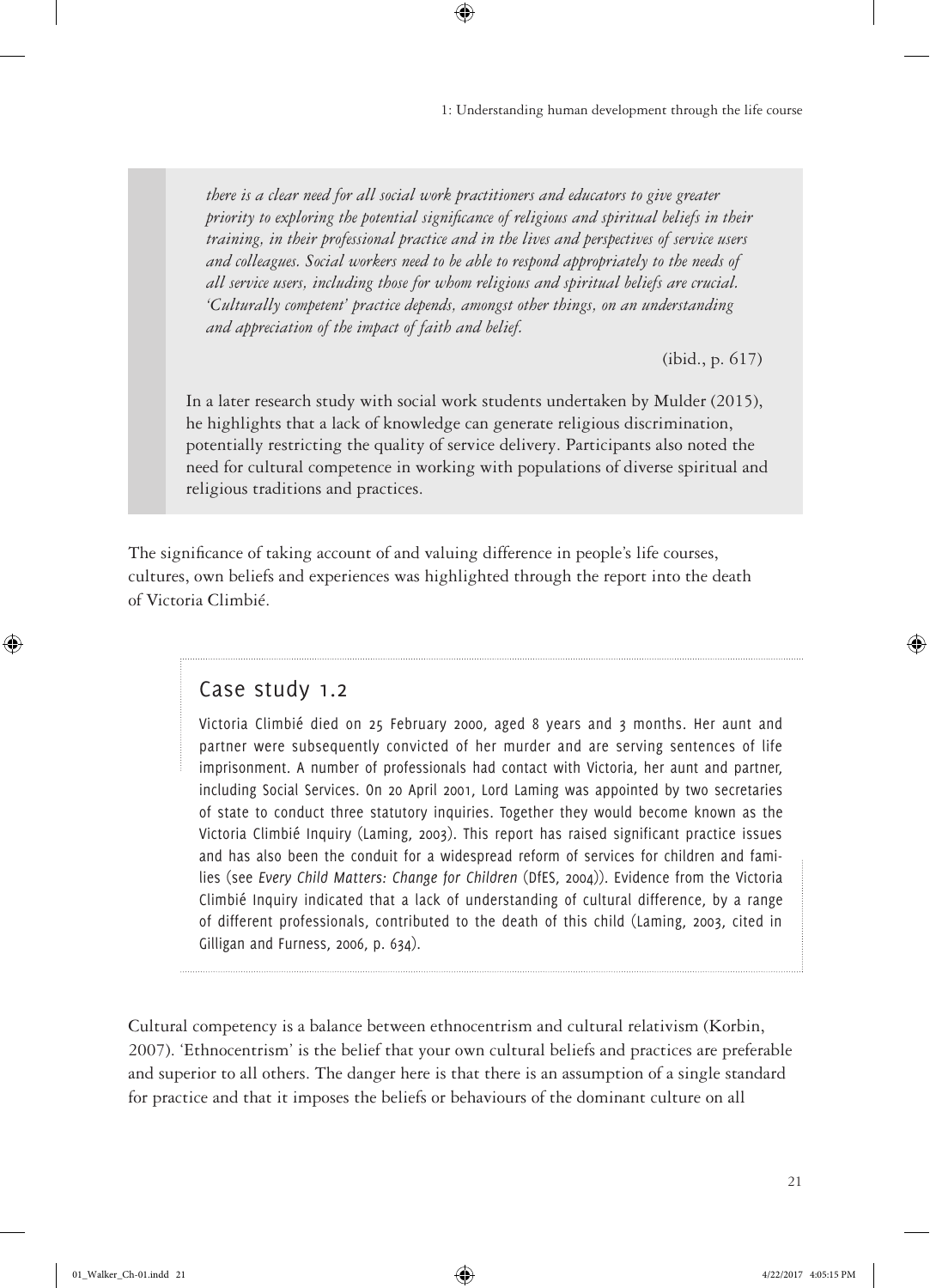> *there is a clear need for all social work practitioners and educators to give greater priority to exploring the potential significance of religious and spiritual beliefs in their training, in their professional practice and in the lives and perspectives of service users and colleagues. Social workers need to be able to respond appropriately to the needs of all service users, including those for whom religious and spiritual beliefs are crucial. 'Culturally competent' practice depends, amongst other things, on an understanding and appreciation of the impact of faith and belief.*
>
> (ibid., p. 617)

In a later research study with social work students undertaken by Mulder (2015), he highlights that a lack of knowledge can generate religious discrimination, potentially restricting the quality of service delivery. Participants also noted the need for cultural competence in working with populations of diverse spiritual and religious traditions and practices.

The significance of taking account of and valuing difference in people's life courses, cultures, own beliefs and experiences was highlighted through the report into the death of Victoria Climbié.

## Case study 1.2

Victoria Climbié died on 25 February 2000, aged 8 years and 3 months. Her aunt and partner were subsequently convicted of her murder and are serving sentences of life imprisonment. A number of professionals had contact with Victoria, her aunt and partner, including Social Services. On 20 April 2001, Lord Laming was appointed by two secretaries of state to conduct three statutory inquiries. Together they would become known as the Victoria Climbié Inquiry (Laming, 2003). This report has raised significant practice issues and has also been the conduit for a widespread reform of services for children and families (see *Every Child Matters: Change for Children* (DfES, 2004)). Evidence from the Victoria Climbié Inquiry indicated that a lack of understanding of cultural difference, by a range of different professionals, contributed to the death of this child (Laming, 2003, cited in Gilligan and Furness, 2006, p. 634).

Cultural competency is a balance between ethnocentrism and cultural relativism (Korbin, 2007). 'Ethnocentrism' is the belief that your own cultural beliefs and practices are preferable and superior to all others. The danger here is that there is an assumption of a single standard for practice and that it imposes the beliefs or behaviours of the dominant culture on all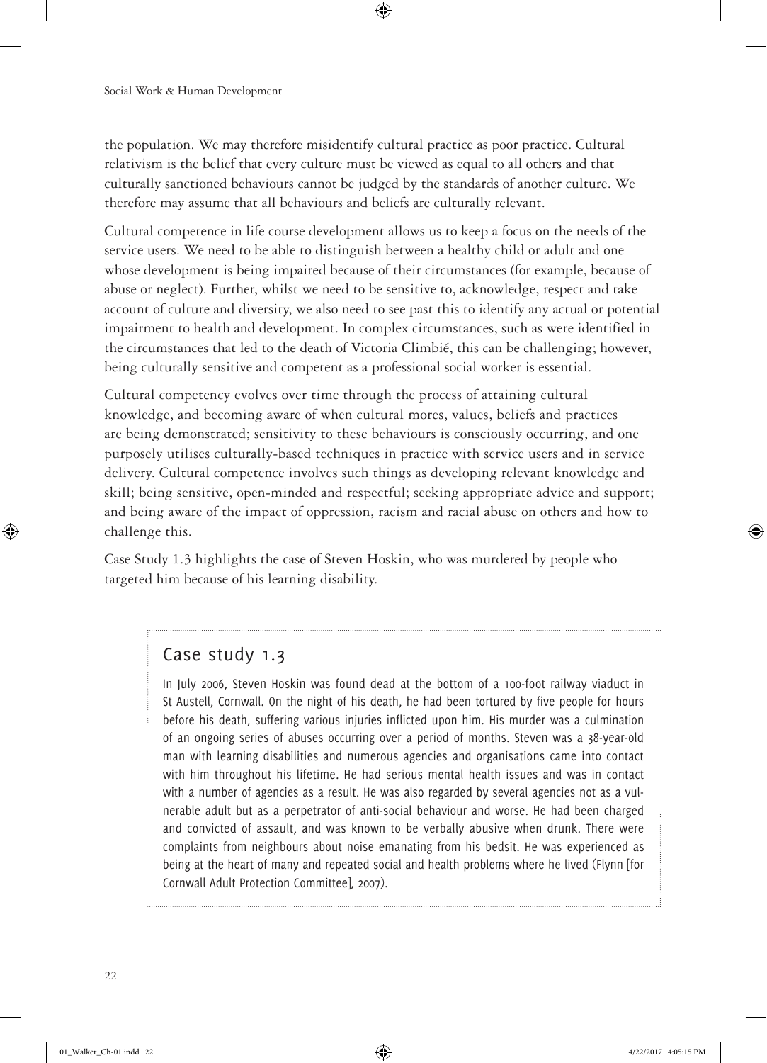the population. We may therefore misidentify cultural practice as poor practice. Cultural relativism is the belief that every culture must be viewed as equal to all others and that culturally sanctioned behaviours cannot be judged by the standards of another culture. We therefore may assume that all behaviours and beliefs are culturally relevant.

Cultural competence in life course development allows us to keep a focus on the needs of the service users. We need to be able to distinguish between a healthy child or adult and one whose development is being impaired because of their circumstances (for example, because of abuse or neglect). Further, whilst we need to be sensitive to, acknowledge, respect and take account of culture and diversity, we also need to see past this to identify any actual or potential impairment to health and development. In complex circumstances, such as were identified in the circumstances that led to the death of Victoria Climbié, this can be challenging; however, being culturally sensitive and competent as a professional social worker is essential.

Cultural competency evolves over time through the process of attaining cultural knowledge, and becoming aware of when cultural mores, values, beliefs and practices are being demonstrated; sensitivity to these behaviours is consciously occurring, and one purposely utilises culturally-based techniques in practice with service users and in service delivery. Cultural competence involves such things as developing relevant knowledge and skill; being sensitive, open-minded and respectful; seeking appropriate advice and support; and being aware of the impact of oppression, racism and racial abuse on others and how to challenge this.

Case Study 1.3 highlights the case of Steven Hoskin, who was murdered by people who targeted him because of his learning disability.

## Case study 1.3

In July 2006, Steven Hoskin was found dead at the bottom of a 100-foot railway viaduct in St Austell, Cornwall. On the night of his death, he had been tortured by five people for hours before his death, suffering various injuries inflicted upon him. His murder was a culmination of an ongoing series of abuses occurring over a period of months. Steven was a 38-year-old man with learning disabilities and numerous agencies and organisations came into contact with him throughout his lifetime. He had serious mental health issues and was in contact with a number of agencies as a result. He was also regarded by several agencies not as a vulnerable adult but as a perpetrator of anti-social behaviour and worse. He had been charged and convicted of assault, and was known to be verbally abusive when drunk. There were complaints from neighbours about noise emanating from his bedsit. He was experienced as being at the heart of many and repeated social and health problems where he lived (Flynn [for Cornwall Adult Protection Committee], 2007).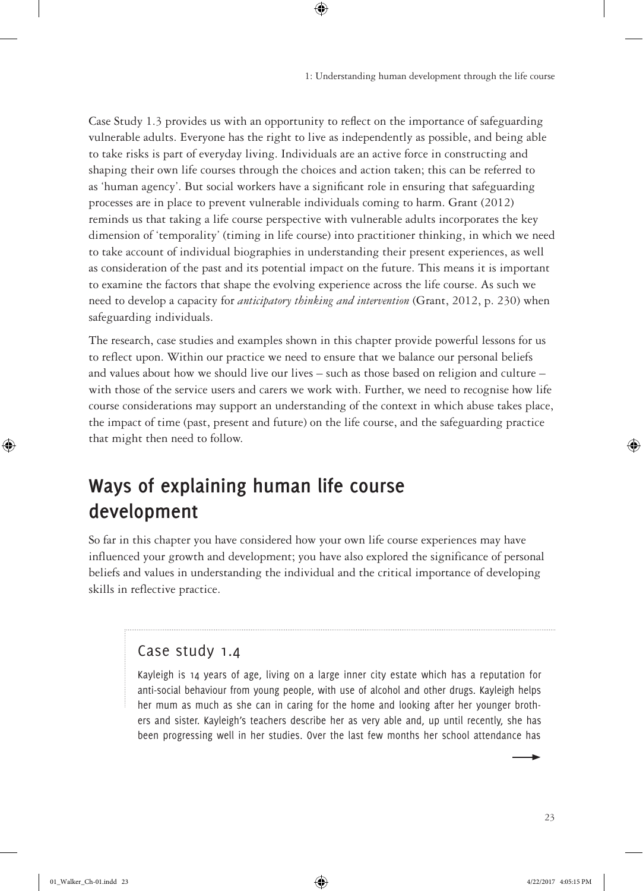Case Study 1.3 provides us with an opportunity to reflect on the importance of safeguarding vulnerable adults. Everyone has the right to live as independently as possible, and being able to take risks is part of everyday living. Individuals are an active force in constructing and shaping their own life courses through the choices and action taken; this can be referred to as 'human agency'. But social workers have a significant role in ensuring that safeguarding processes are in place to prevent vulnerable individuals coming to harm. Grant (2012) reminds us that taking a life course perspective with vulnerable adults incorporates the key dimension of 'temporality' (timing in life course) into practitioner thinking, in which we need to take account of individual biographies in understanding their present experiences, as well as consideration of the past and its potential impact on the future. This means it is important to examine the factors that shape the evolving experience across the life course. As such we need to develop a capacity for *anticipatory thinking and intervention* (Grant, 2012, p. 230) when safeguarding individuals.

The research, case studies and examples shown in this chapter provide powerful lessons for us to reflect upon. Within our practice we need to ensure that we balance our personal beliefs and values about how we should live our lives – such as those based on religion and culture – with those of the service users and carers we work with. Further, we need to recognise how life course considerations may support an understanding of the context in which abuse takes place, the impact of time (past, present and future) on the life course, and the safeguarding practice that might then need to follow.

## Ways of explaining human life course development

So far in this chapter you have considered how your own life course experiences may have influenced your growth and development; you have also explored the significance of personal beliefs and values in understanding the individual and the critical importance of developing skills in reflective practice.

### Case study 1.4

Kayleigh is 14 years of age, living on a large inner city estate which has a reputation for anti-social behaviour from young people, with use of alcohol and other drugs. Kayleigh helps her mum as much as she can in caring for the home and looking after her younger brothers and sister. Kayleigh's teachers describe her as very able and, up until recently, she has been progressing well in her studies. Over the last few months her school attendance has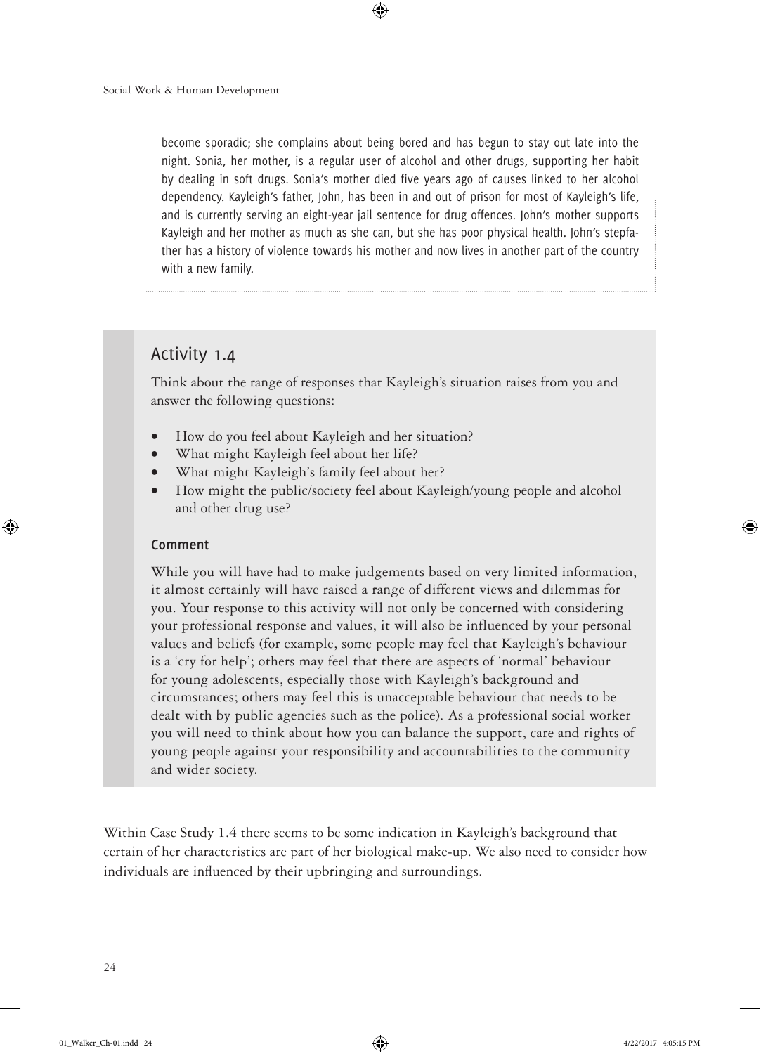become sporadic; she complains about being bored and has begun to stay out late into the night. Sonia, her mother, is a regular user of alcohol and other drugs, supporting her habit by dealing in soft drugs. Sonia's mother died five years ago of causes linked to her alcohol dependency. Kayleigh's father, John, has been in and out of prison for most of Kayleigh's life, and is currently serving an eight-year jail sentence for drug offences. John's mother supports Kayleigh and her mother as much as she can, but she has poor physical health. John's stepfather has a history of violence towards his mother and now lives in another part of the country with a new family.

## Activity 1.4

Think about the range of responses that Kayleigh's situation raises from you and answer the following questions:

- How do you feel about Kayleigh and her situation?
- What might Kayleigh feel about her life?
- What might Kayleigh's family feel about her?
- How might the public/society feel about Kayleigh/young people and alcohol and other drug use?

### Comment

While you will have had to make judgements based on very limited information, it almost certainly will have raised a range of different views and dilemmas for you. Your response to this activity will not only be concerned with considering your professional response and values, it will also be influenced by your personal values and beliefs (for example, some people may feel that Kayleigh's behaviour is a 'cry for help'; others may feel that there are aspects of 'normal' behaviour for young adolescents, especially those with Kayleigh's background and circumstances; others may feel this is unacceptable behaviour that needs to be dealt with by public agencies such as the police). As a professional social worker you will need to think about how you can balance the support, care and rights of young people against your responsibility and accountabilities to the community and wider society.

Within Case Study 1.4 there seems to be some indication in Kayleigh's background that certain of her characteristics are part of her biological make-up. We also need to consider how individuals are influenced by their upbringing and surroundings.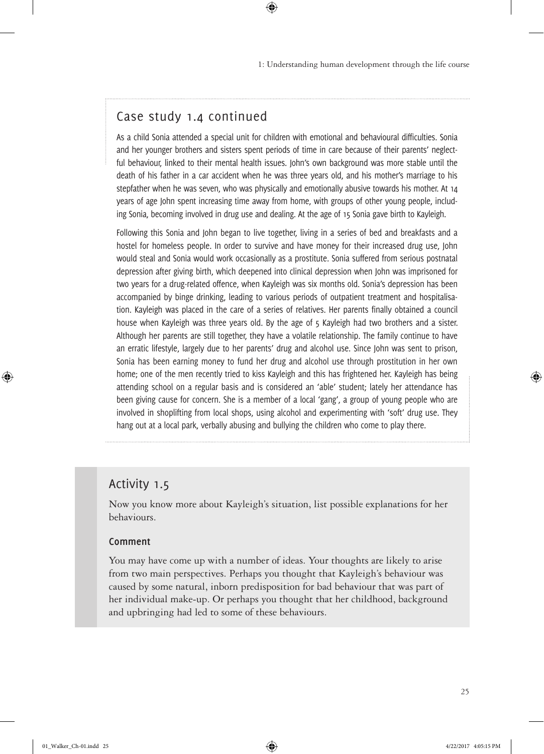## Case study 1.4 continued

As a child Sonia attended a special unit for children with emotional and behavioural difficulties. Sonia and her younger brothers and sisters spent periods of time in care because of their parents' neglectful behaviour, linked to their mental health issues. John's own background was more stable until the death of his father in a car accident when he was three years old, and his mother's marriage to his stepfather when he was seven, who was physically and emotionally abusive towards his mother. At 14 years of age John spent increasing time away from home, with groups of other young people, including Sonia, becoming involved in drug use and dealing. At the age of 15 Sonia gave birth to Kayleigh.

Following this Sonia and John began to live together, living in a series of bed and breakfasts and a hostel for homeless people. In order to survive and have money for their increased drug use, John would steal and Sonia would work occasionally as a prostitute. Sonia suffered from serious postnatal depression after giving birth, which deepened into clinical depression when John was imprisoned for two years for a drug-related offence, when Kayleigh was six months old. Sonia's depression has been accompanied by binge drinking, leading to various periods of outpatient treatment and hospitalisation. Kayleigh was placed in the care of a series of relatives. Her parents finally obtained a council house when Kayleigh was three years old. By the age of 5 Kayleigh had two brothers and a sister. Although her parents are still together, they have a volatile relationship. The family continue to have an erratic lifestyle, largely due to her parents' drug and alcohol use. Since John was sent to prison, Sonia has been earning money to fund her drug and alcohol use through prostitution in her own home; one of the men recently tried to kiss Kayleigh and this has frightened her. Kayleigh has being attending school on a regular basis and is considered an 'able' student; lately her attendance has been giving cause for concern. She is a member of a local 'gang', a group of young people who are involved in shoplifting from local shops, using alcohol and experimenting with 'soft' drug use. They hang out at a local park, verbally abusing and bullying the children who come to play there.

## Activity 1.5

Now you know more about Kayleigh's situation, list possible explanations for her behaviours.

### Comment

You may have come up with a number of ideas. Your thoughts are likely to arise from two main perspectives. Perhaps you thought that Kayleigh's behaviour was caused by some natural, inborn predisposition for bad behaviour that was part of her individual make-up. Or perhaps you thought that her childhood, background and upbringing had led to some of these behaviours.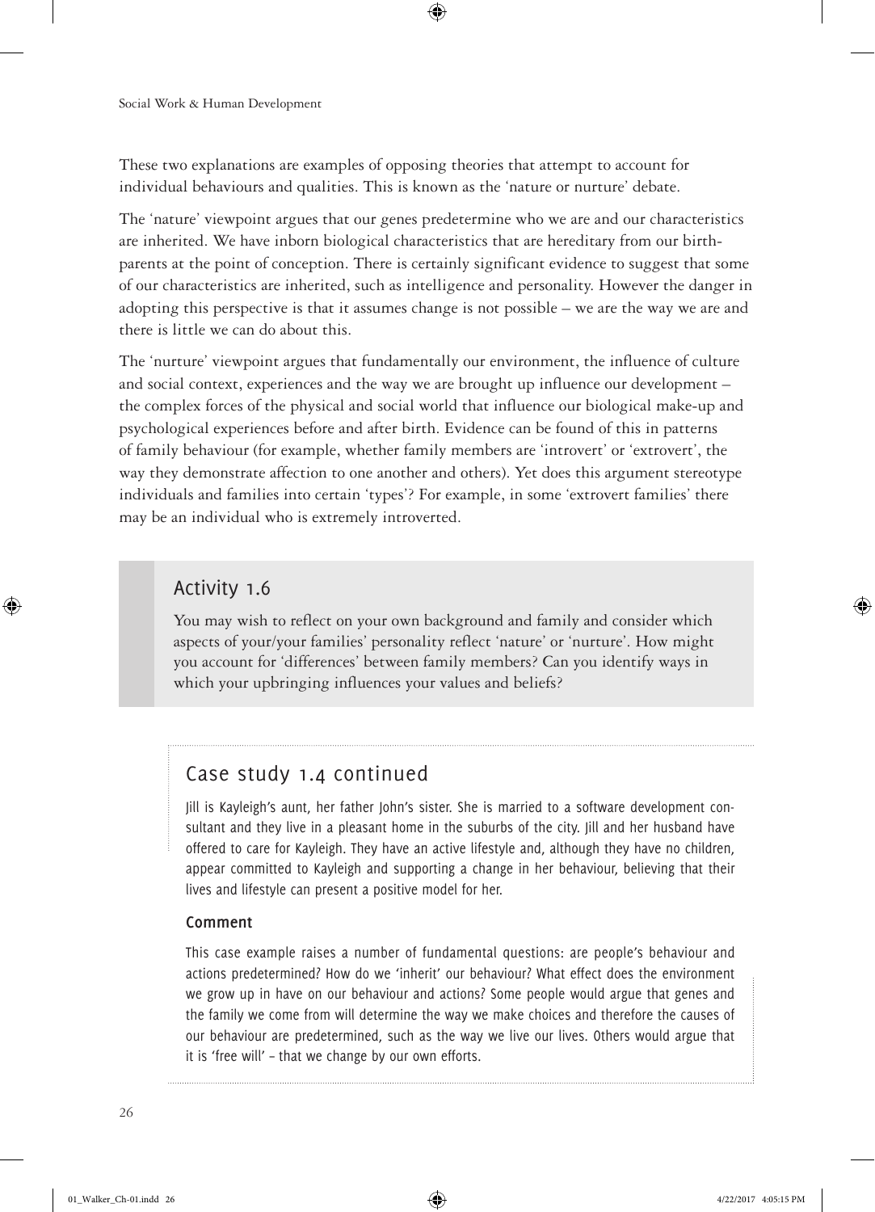These two explanations are examples of opposing theories that attempt to account for individual behaviours and qualities. This is known as the 'nature or nurture' debate.

The 'nature' viewpoint argues that our genes predetermine who we are and our characteristics are inherited. We have inborn biological characteristics that are hereditary from our birth-parents at the point of conception. There is certainly significant evidence to suggest that some of our characteristics are inherited, such as intelligence and personality. However the danger in adopting this perspective is that it assumes change is not possible – we are the way we are and there is little we can do about this.

The 'nurture' viewpoint argues that fundamentally our environment, the influence of culture and social context, experiences and the way we are brought up influence our development – the complex forces of the physical and social world that influence our biological make-up and psychological experiences before and after birth. Evidence can be found of this in patterns of family behaviour (for example, whether family members are 'introvert' or 'extrovert', the way they demonstrate affection to one another and others). Yet does this argument stereotype individuals and families into certain 'types'? For example, in some 'extrovert families' there may be an individual who is extremely introverted.

## Activity 1.6

You may wish to reflect on your own background and family and consider which aspects of your/your families' personality reflect 'nature' or 'nurture'. How might you account for 'differences' between family members? Can you identify ways in which your upbringing influences your values and beliefs?

## Case study 1.4 continued

Jill is Kayleigh's aunt, her father John's sister. She is married to a software development consultant and they live in a pleasant home in the suburbs of the city. Jill and her husband have offered to care for Kayleigh. They have an active lifestyle and, although they have no children, appear committed to Kayleigh and supporting a change in her behaviour, believing that their lives and lifestyle can present a positive model for her.

### Comment

This case example raises a number of fundamental questions: are people's behaviour and actions predetermined? How do we 'inherit' our behaviour? What effect does the environment we grow up in have on our behaviour and actions? Some people would argue that genes and the family we come from will determine the way we make choices and therefore the causes of our behaviour are predetermined, such as the way we live our lives. Others would argue that it is 'free will' – that we change by our own efforts.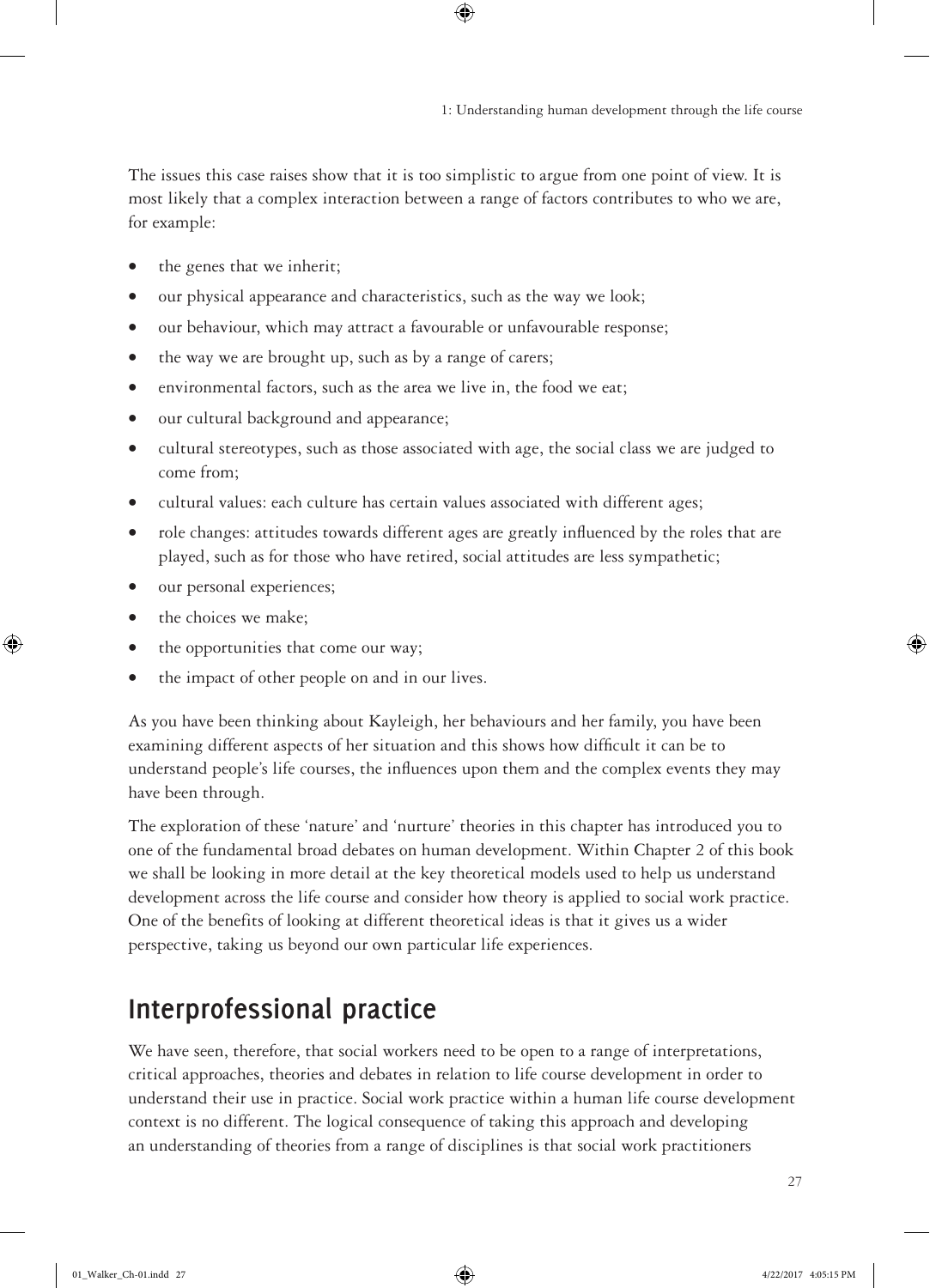The issues this case raises show that it is too simplistic to argue from one point of view. It is most likely that a complex interaction between a range of factors contributes to who we are, for example:

- the genes that we inherit;
- our physical appearance and characteristics, such as the way we look;
- our behaviour, which may attract a favourable or unfavourable response;
- the way we are brought up, such as by a range of carers;
- environmental factors, such as the area we live in, the food we eat;
- our cultural background and appearance;
- cultural stereotypes, such as those associated with age, the social class we are judged to come from;
- cultural values: each culture has certain values associated with different ages;
- role changes: attitudes towards different ages are greatly influenced by the roles that are played, such as for those who have retired, social attitudes are less sympathetic;
- our personal experiences;
- the choices we make;
- the opportunities that come our way;
- the impact of other people on and in our lives.

As you have been thinking about Kayleigh, her behaviours and her family, you have been examining different aspects of her situation and this shows how difficult it can be to understand people's life courses, the influences upon them and the complex events they may have been through.

The exploration of these 'nature' and 'nurture' theories in this chapter has introduced you to one of the fundamental broad debates on human development. Within Chapter 2 of this book we shall be looking in more detail at the key theoretical models used to help us understand development across the life course and consider how theory is applied to social work practice. One of the benefits of looking at different theoretical ideas is that it gives us a wider perspective, taking us beyond our own particular life experiences.

## Interprofessional practice

We have seen, therefore, that social workers need to be open to a range of interpretations, critical approaches, theories and debates in relation to life course development in order to understand their use in practice. Social work practice within a human life course development context is no different. The logical consequence of taking this approach and developing an understanding of theories from a range of disciplines is that social work practitioners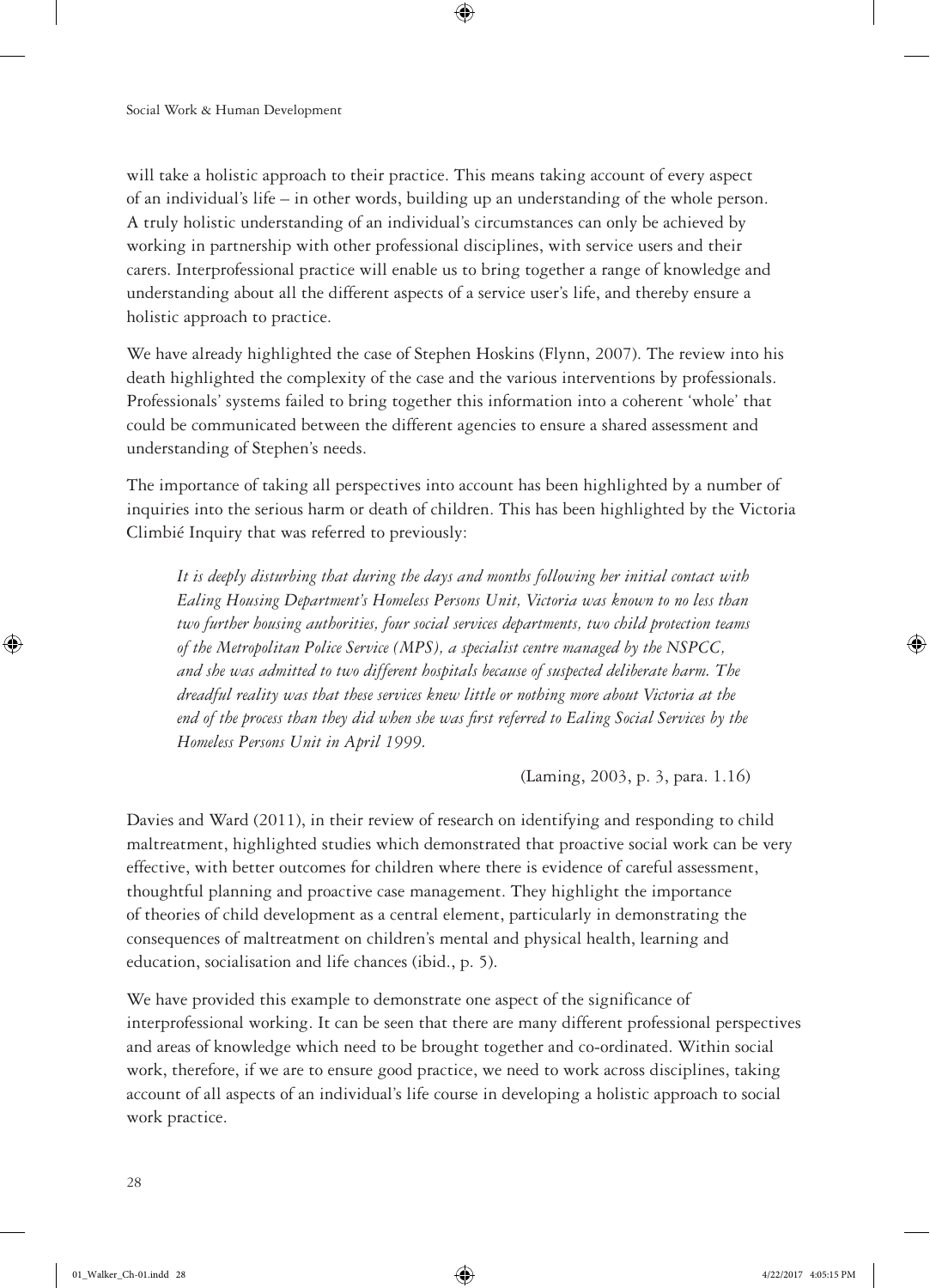will take a holistic approach to their practice. This means taking account of every aspect of an individual's life – in other words, building up an understanding of the whole person. A truly holistic understanding of an individual's circumstances can only be achieved by working in partnership with other professional disciplines, with service users and their carers. Interprofessional practice will enable us to bring together a range of knowledge and understanding about all the different aspects of a service user's life, and thereby ensure a holistic approach to practice.

We have already highlighted the case of Stephen Hoskins (Flynn, 2007). The review into his death highlighted the complexity of the case and the various interventions by professionals. Professionals' systems failed to bring together this information into a coherent 'whole' that could be communicated between the different agencies to ensure a shared assessment and understanding of Stephen's needs.

The importance of taking all perspectives into account has been highlighted by a number of inquiries into the serious harm or death of children. This has been highlighted by the Victoria Climbié Inquiry that was referred to previously:

> *It is deeply disturbing that during the days and months following her initial contact with Ealing Housing Department's Homeless Persons Unit, Victoria was known to no less than two further housing authorities, four social services departments, two child protection teams of the Metropolitan Police Service (MPS), a specialist centre managed by the NSPCC, and she was admitted to two different hospitals because of suspected deliberate harm. The dreadful reality was that these services knew little or nothing more about Victoria at the end of the process than they did when she was first referred to Ealing Social Services by the Homeless Persons Unit in April 1999.*
>
> (Laming, 2003, p. 3, para. 1.16)

Davies and Ward (2011), in their review of research on identifying and responding to child maltreatment, highlighted studies which demonstrated that proactive social work can be very effective, with better outcomes for children where there is evidence of careful assessment, thoughtful planning and proactive case management. They highlight the importance of theories of child development as a central element, particularly in demonstrating the consequences of maltreatment on children's mental and physical health, learning and education, socialisation and life chances (ibid., p. 5).

We have provided this example to demonstrate one aspect of the significance of interprofessional working. It can be seen that there are many different professional perspectives and areas of knowledge which need to be brought together and co-ordinated. Within social work, therefore, if we are to ensure good practice, we need to work across disciplines, taking account of all aspects of an individual's life course in developing a holistic approach to social work practice.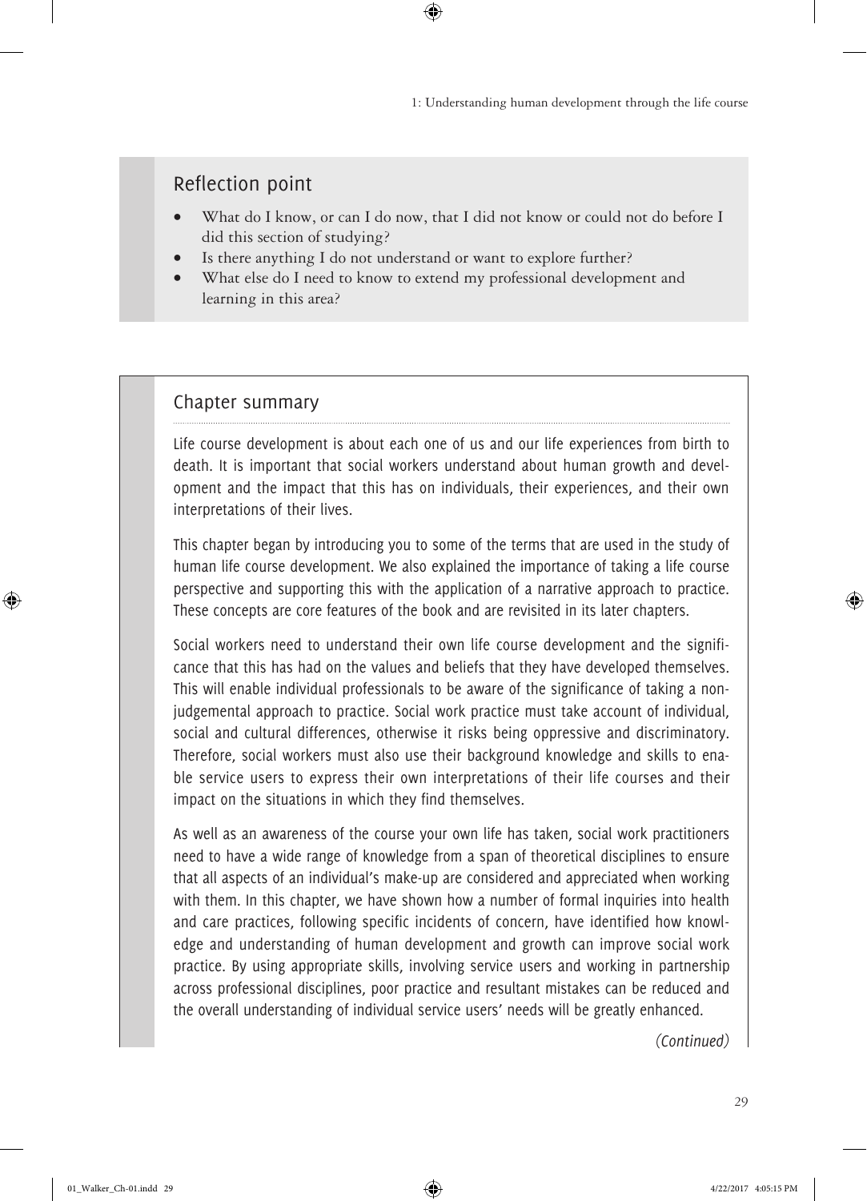## Reflection point

- What do I know, or can I do now, that I did not know or could not do before I did this section of studying?
- Is there anything I do not understand or want to explore further?
- What else do I need to know to extend my professional development and learning in this area?

## Chapter summary

Life course development is about each one of us and our life experiences from birth to death. It is important that social workers understand about human growth and development and the impact that this has on individuals, their experiences, and their own interpretations of their lives.

This chapter began by introducing you to some of the terms that are used in the study of human life course development. We also explained the importance of taking a life course perspective and supporting this with the application of a narrative approach to practice. These concepts are core features of the book and are revisited in its later chapters.

Social workers need to understand their own life course development and the significance that this has had on the values and beliefs that they have developed themselves. This will enable individual professionals to be aware of the significance of taking a non-judgemental approach to practice. Social work practice must take account of individual, social and cultural differences, otherwise it risks being oppressive and discriminatory. Therefore, social workers must also use their background knowledge and skills to enable service users to express their own interpretations of their life courses and their impact on the situations in which they find themselves.

As well as an awareness of the course your own life has taken, social work practitioners need to have a wide range of knowledge from a span of theoretical disciplines to ensure that all aspects of an individual's make-up are considered and appreciated when working with them. In this chapter, we have shown how a number of formal inquiries into health and care practices, following specific incidents of concern, have identified how knowledge and understanding of human development and growth can improve social work practice. By using appropriate skills, involving service users and working in partnership across professional disciplines, poor practice and resultant mistakes can be reduced and the overall understanding of individual service users' needs will be greatly enhanced.

*(Continued)*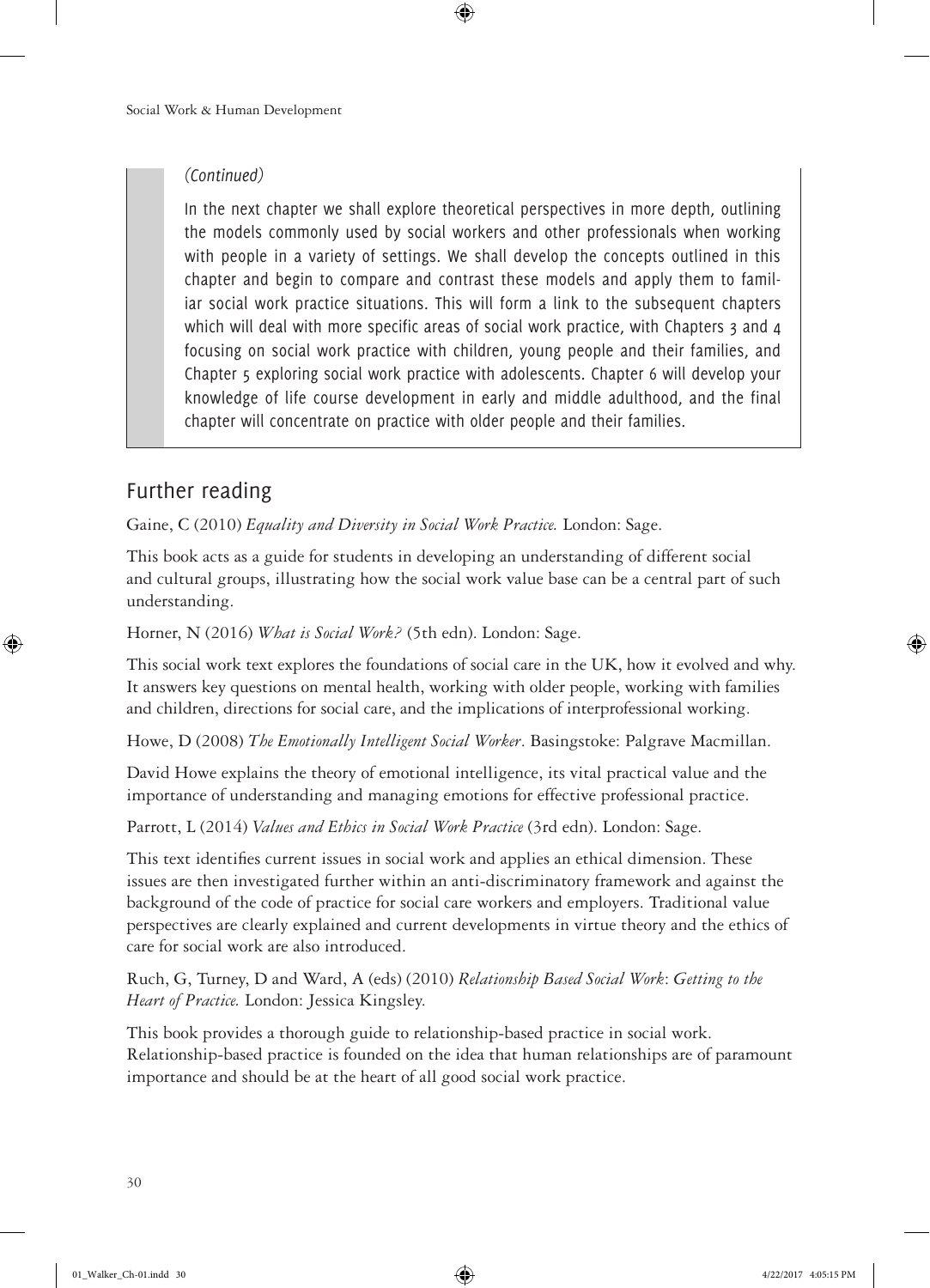*(Continued)*

In the next chapter we shall explore theoretical perspectives in more depth, outlining the models commonly used by social workers and other professionals when working with people in a variety of settings. We shall develop the concepts outlined in this chapter and begin to compare and contrast these models and apply them to familiar social work practice situations. This will form a link to the subsequent chapters which will deal with more specific areas of social work practice, with Chapters 3 and 4 focusing on social work practice with children, young people and their families, and Chapter 5 exploring social work practice with adolescents. Chapter 6 will develop your knowledge of life course development in early and middle adulthood, and the final chapter will concentrate on practice with older people and their families.

## Further reading

Gaine, C (2010) *Equality and Diversity in Social Work Practice.* London: Sage.

This book acts as a guide for students in developing an understanding of different social and cultural groups, illustrating how the social work value base can be a central part of such understanding.

Horner, N (2016) *What is Social Work?* (5th edn). London: Sage.

This social work text explores the foundations of social care in the UK, how it evolved and why. It answers key questions on mental health, working with older people, working with families and children, directions for social care, and the implications of interprofessional working.

Howe, D (2008) *The Emotionally Intelligent Social Worker*. Basingstoke: Palgrave Macmillan.

David Howe explains the theory of emotional intelligence, its vital practical value and the importance of understanding and managing emotions for effective professional practice.

Parrott, L (2014) *Values and Ethics in Social Work Practice* (3rd edn). London: Sage.

This text identifies current issues in social work and applies an ethical dimension. These issues are then investigated further within an anti-discriminatory framework and against the background of the code of practice for social care workers and employers. Traditional value perspectives are clearly explained and current developments in virtue theory and the ethics of care for social work are also introduced.

Ruch, G, Turney, D and Ward, A (eds) (2010) *Relationship Based Social Work: Getting to the Heart of Practice.* London: Jessica Kingsley.

This book provides a thorough guide to relationship-based practice in social work. Relationship-based practice is founded on the idea that human relationships are of paramount importance and should be at the heart of all good social work practice.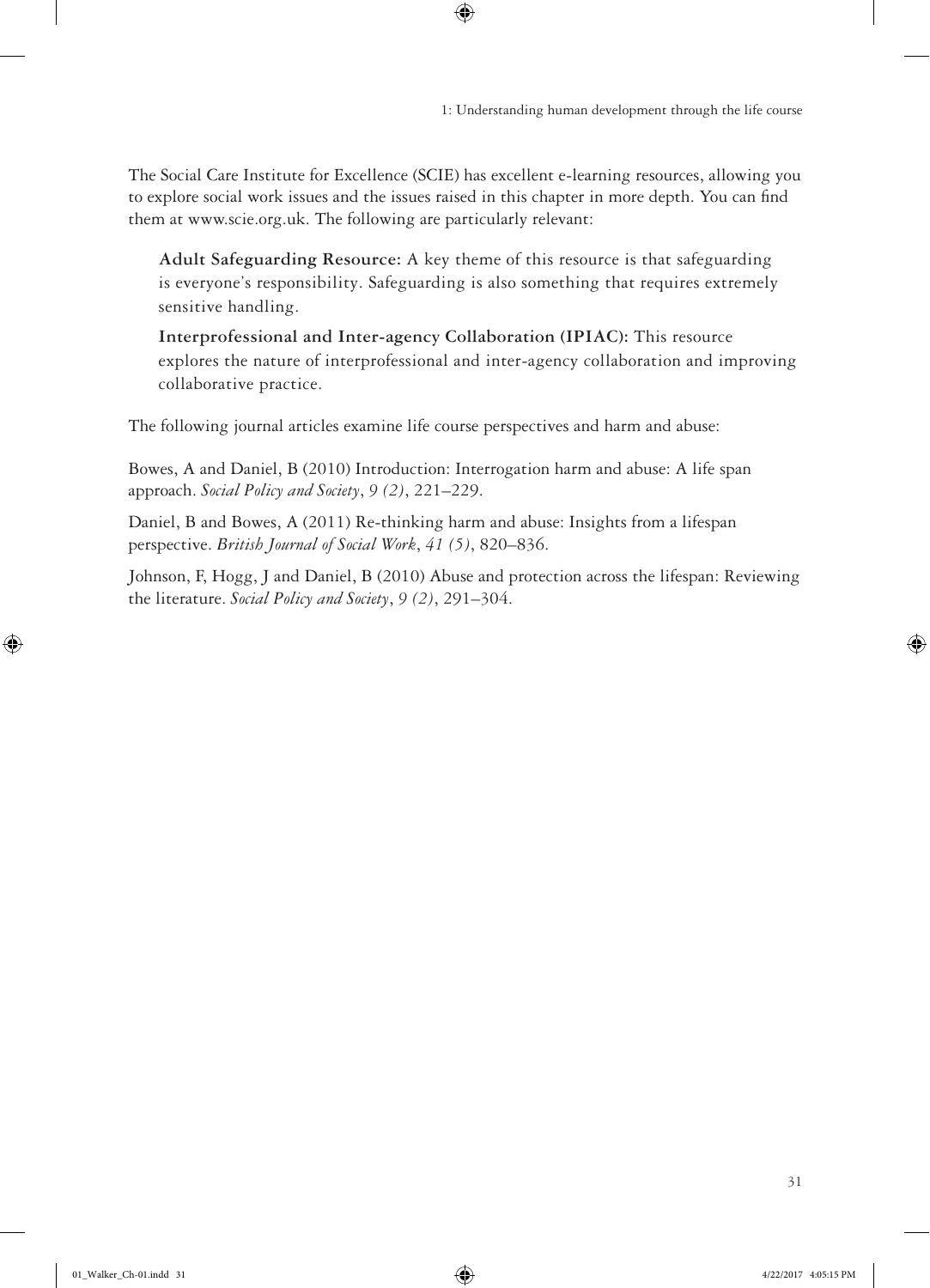The Social Care Institute for Excellence (SCIE) has excellent e-learning resources, allowing you to explore social work issues and the issues raised in this chapter in more depth. You can find them at www.scie.org.uk. The following are particularly relevant:

**Adult Safeguarding Resource:** A key theme of this resource is that safeguarding is everyone's responsibility. Safeguarding is also something that requires extremely sensitive handling.

**Interprofessional and Inter-agency Collaboration (IPIAC):** This resource explores the nature of interprofessional and inter-agency collaboration and improving collaborative practice.

The following journal articles examine life course perspectives and harm and abuse:

Bowes, A and Daniel, B (2010) Introduction: Interrogation harm and abuse: A life span approach. *Social Policy and Society*, *9 (2)*, 221–229.

Daniel, B and Bowes, A (2011) Re-thinking harm and abuse: Insights from a lifespan perspective. *British Journal of Social Work*, *41 (5)*, 820–836.

Johnson, F, Hogg, J and Daniel, B (2010) Abuse and protection across the lifespan: Reviewing the literature. *Social Policy and Society*, *9 (2)*, 291–304.